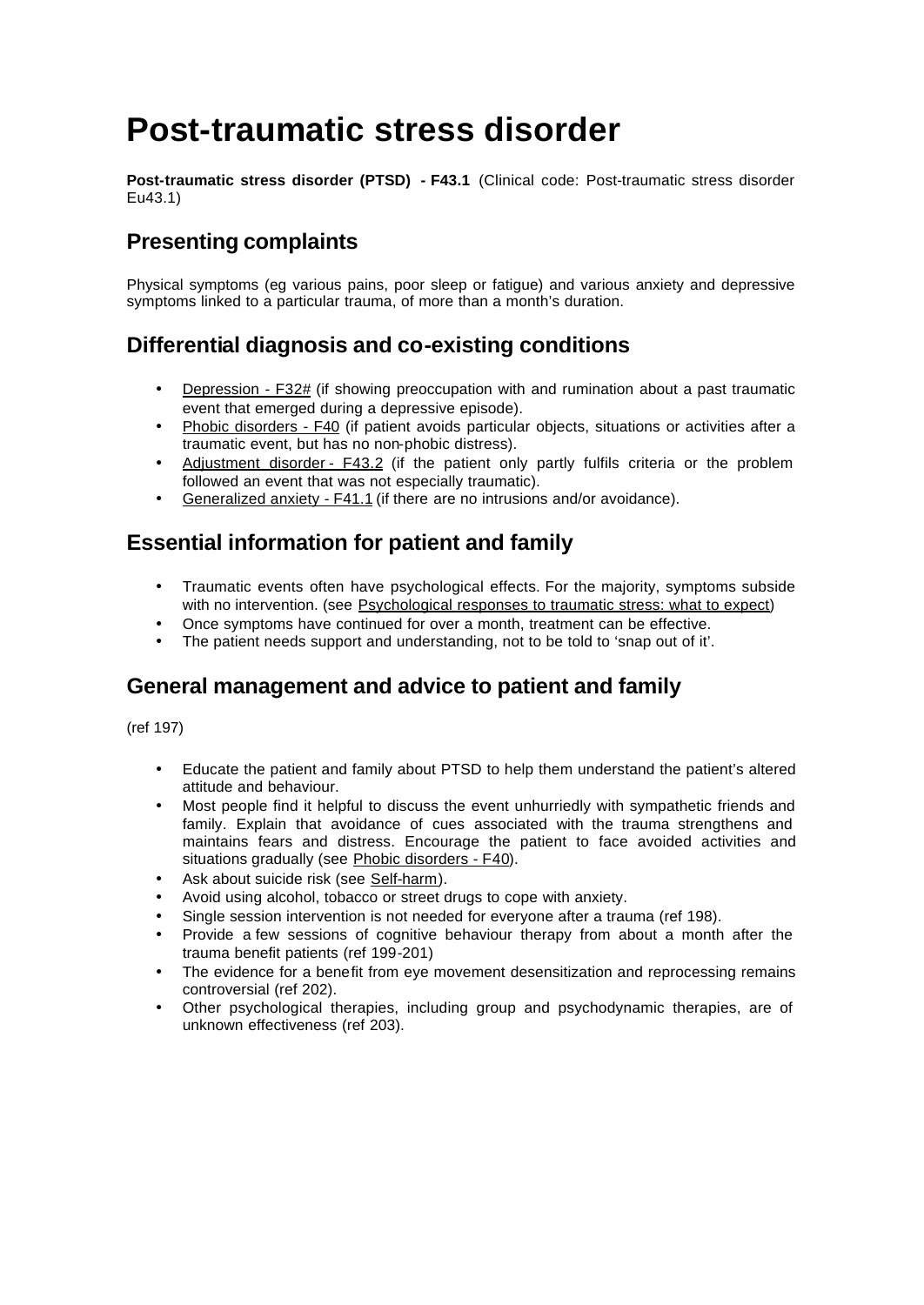# Post-traumatic stress disorder

**Post-traumatic stress disorder (PTSD) - F43.1** (Clinical code: Post-traumatic stress disorder Eu43.1)

## Presenting complaints

Physical symptoms (eg various pains, poor sleep or fatigue) and various anxiety and depressive symptoms linked to a particular trauma, of more than a month's duration.

## Differential diagnosis and co-existing conditions

- Depression - F32# (if showing preoccupation with and rumination about a past traumatic event that emerged during a depressive episode).
- Phobic disorders - F40 (if patient avoids particular objects, situations or activities after a traumatic event, but has no non-phobic distress).
- Adjustment disorder - F43.2 (if the patient only partly fulfils criteria or the problem followed an event that was not especially traumatic).
- Generalized anxiety - F41.1 (if there are no intrusions and/or avoidance).

## Essential information for patient and family

- Traumatic events often have psychological effects. For the majority, symptoms subside with no intervention. (see Psychological responses to traumatic stress: what to expect)
- Once symptoms have continued for over a month, treatment can be effective.
- The patient needs support and understanding, not to be told to 'snap out of it'.

## General management and advice to patient and family

(ref 197)

- Educate the patient and family about PTSD to help them understand the patient's altered attitude and behaviour.
- Most people find it helpful to discuss the event unhurriedly with sympathetic friends and family. Explain that avoidance of cues associated with the trauma strengthens and maintains fears and distress. Encourage the patient to face avoided activities and situations gradually (see Phobic disorders - F40).
- Ask about suicide risk (see Self-harm).
- Avoid using alcohol, tobacco or street drugs to cope with anxiety.
- Single session intervention is not needed for everyone after a trauma (ref 198).
- Provide a few sessions of cognitive behaviour therapy from about a month after the trauma benefit patients (ref 199-201)
- The evidence for a benefit from eye movement desensitization and reprocessing remains controversial (ref 202).
- Other psychological therapies, including group and psychodynamic therapies, are of unknown effectiveness (ref 203).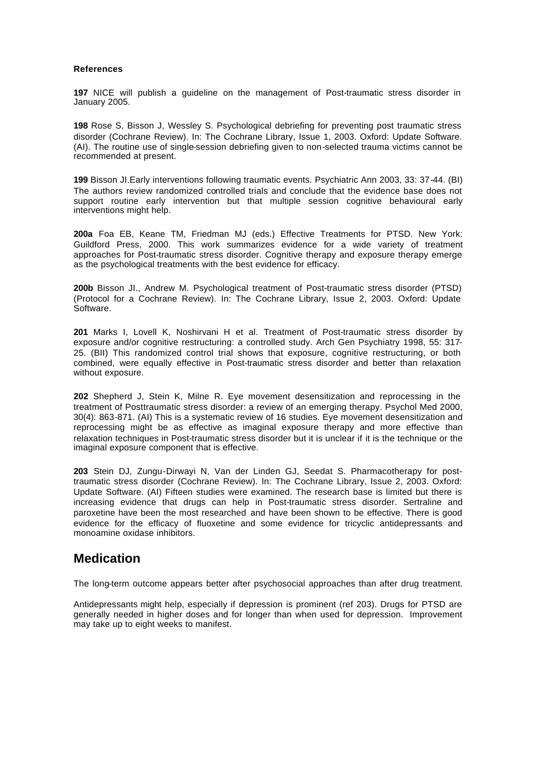#### References

**197** NICE will publish a guideline on the management of Post-traumatic stress disorder in January 2005.

**198** Rose S, Bisson J, Wessley S. Psychological debriefing for preventing post traumatic stress disorder (Cochrane Review). In: The Cochrane Library, Issue 1, 2003. Oxford: Update Software. (AI). The routine use of single-session debriefing given to non-selected trauma victims cannot be recommended at present.

**199** Bisson JI.Early interventions following traumatic events. Psychiatric Ann 2003, 33: 37-44. (BI) The authors review randomized controlled trials and conclude that the evidence base does not support routine early intervention but that multiple session cognitive behavioural early interventions might help.

**200a** Foa EB, Keane TM, Friedman MJ (eds.) Effective Treatments for PTSD. New York: Guildford Press, 2000. This work summarizes evidence for a wide variety of treatment approaches for Post-traumatic stress disorder. Cognitive therapy and exposure therapy emerge as the psychological treatments with the best evidence for efficacy.

**200b** Bisson JI., Andrew M. Psychological treatment of Post-traumatic stress disorder (PTSD) (Protocol for a Cochrane Review). In: The Cochrane Library, Issue 2, 2003. Oxford: Update Software.

**201** Marks I, Lovell K, Noshirvani H et al. Treatment of Post-traumatic stress disorder by exposure and/or cognitive restructuring: a controlled study. Arch Gen Psychiatry 1998, 55: 317-25. (BII) This randomized control trial shows that exposure, cognitive restructuring, or both combined, were equally effective in Post-traumatic stress disorder and better than relaxation without exposure.

**202** Shepherd J, Stein K, Milne R. Eye movement desensitization and reprocessing in the treatment of Posttraumatic stress disorder: a review of an emerging therapy. Psychol Med 2000, 30(4): 863-871. (AI) This is a systematic review of 16 studies. Eye movement desensitization and reprocessing might be as effective as imaginal exposure therapy and more effective than relaxation techniques in Post-traumatic stress disorder but it is unclear if it is the technique or the imaginal exposure component that is effective.

**203** Stein DJ, Zungu-Dirwayi N, Van der Linden GJ, Seedat S. Pharmacotherapy for post-traumatic stress disorder (Cochrane Review). In: The Cochrane Library, Issue 2, 2003. Oxford: Update Software. (AI) Fifteen studies were examined. The research base is limited but there is increasing evidence that drugs can help in Post-traumatic stress disorder. Sertraline and paroxetine have been the most researched and have been shown to be effective. There is good evidence for the efficacy of fluoxetine and some evidence for tricyclic antidepressants and monoamine oxidase inhibitors.

## Medication

The long-term outcome appears better after psychosocial approaches than after drug treatment.

Antidepressants might help, especially if depression is prominent (ref 203). Drugs for PTSD are generally needed in higher doses and for longer than when used for depression. Improvement may take up to eight weeks to manifest.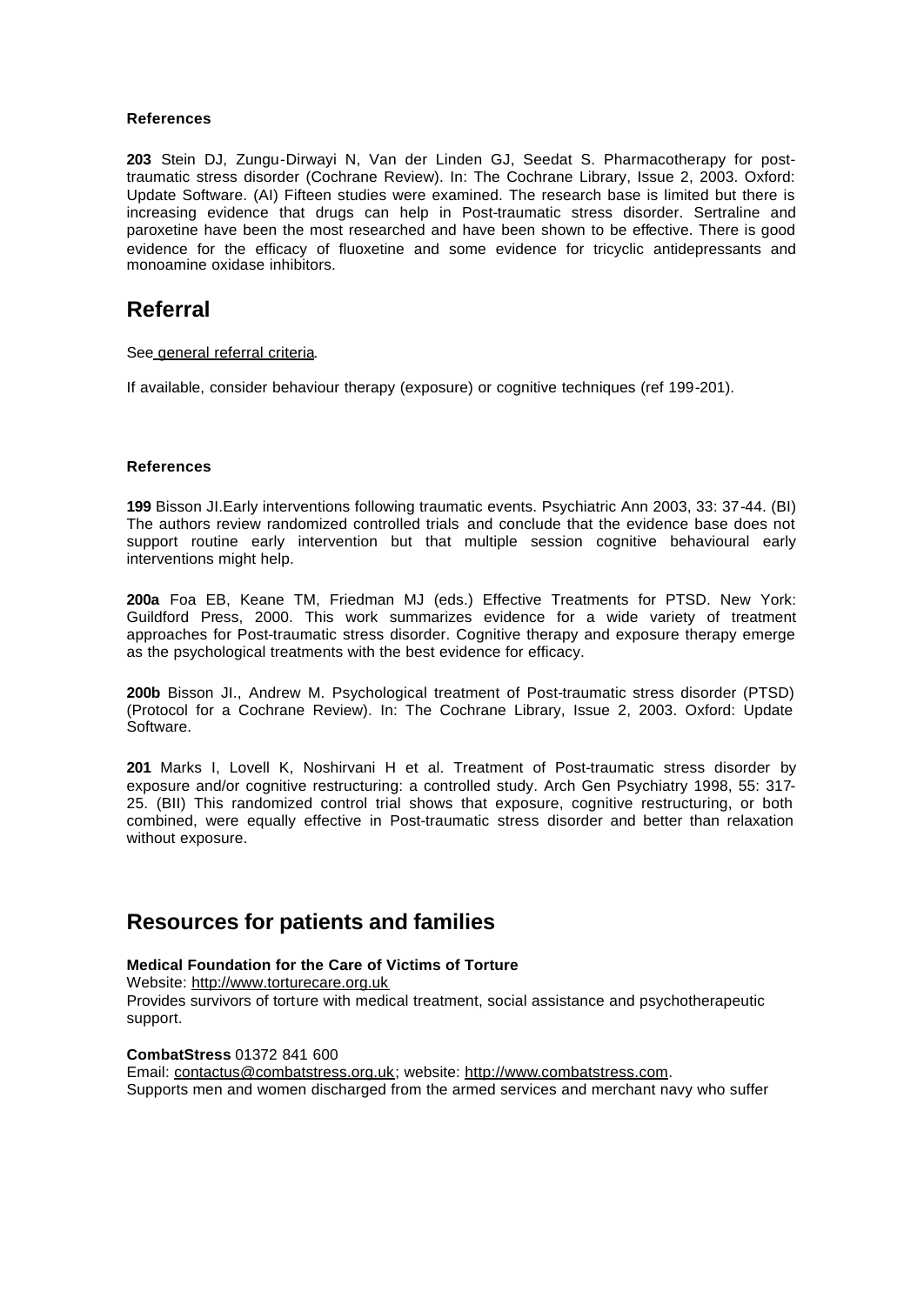#### References

**203** Stein DJ, Zungu-Dirwayi N, Van der Linden GJ, Seedat S. Pharmacotherapy for post-traumatic stress disorder (Cochrane Review). In: The Cochrane Library, Issue 2, 2003. Oxford: Update Software. (AI) Fifteen studies were examined. The research base is limited but there is increasing evidence that drugs can help in Post-traumatic stress disorder. Sertraline and paroxetine have been the most researched and have been shown to be effective. There is good evidence for the efficacy of fluoxetine and some evidence for tricyclic antidepressants and monoamine oxidase inhibitors.

## Referral

See general referral criteria.

If available, consider behaviour therapy (exposure) or cognitive techniques (ref 199-201).

#### References

**199** Bisson JI.Early interventions following traumatic events. Psychiatric Ann 2003, 33: 37-44. (BI) The authors review randomized controlled trials and conclude that the evidence base does not support routine early intervention but that multiple session cognitive behavioural early interventions might help.

**200a** Foa EB, Keane TM, Friedman MJ (eds.) Effective Treatments for PTSD. New York: Guildford Press, 2000. This work summarizes evidence for a wide variety of treatment approaches for Post-traumatic stress disorder. Cognitive therapy and exposure therapy emerge as the psychological treatments with the best evidence for efficacy.

**200b** Bisson JI., Andrew M. Psychological treatment of Post-traumatic stress disorder (PTSD) (Protocol for a Cochrane Review). In: The Cochrane Library, Issue 2, 2003. Oxford: Update Software.

**201** Marks I, Lovell K, Noshirvani H et al. Treatment of Post-traumatic stress disorder by exposure and/or cognitive restructuring: a controlled study. Arch Gen Psychiatry 1998, 55: 317-25. (BII) This randomized control trial shows that exposure, cognitive restructuring, or both combined, were equally effective in Post-traumatic stress disorder and better than relaxation without exposure.

## Resources for patients and families

**Medical Foundation for the Care of Victims of Torture**
Website: http://www.torturecare.org.uk
Provides survivors of torture with medical treatment, social assistance and psychotherapeutic support.

**CombatStress** 01372 841 600
Email: contactus@combatstress.org.uk; website: http://www.combatstress.com.
Supports men and women discharged from the armed services and merchant navy who suffer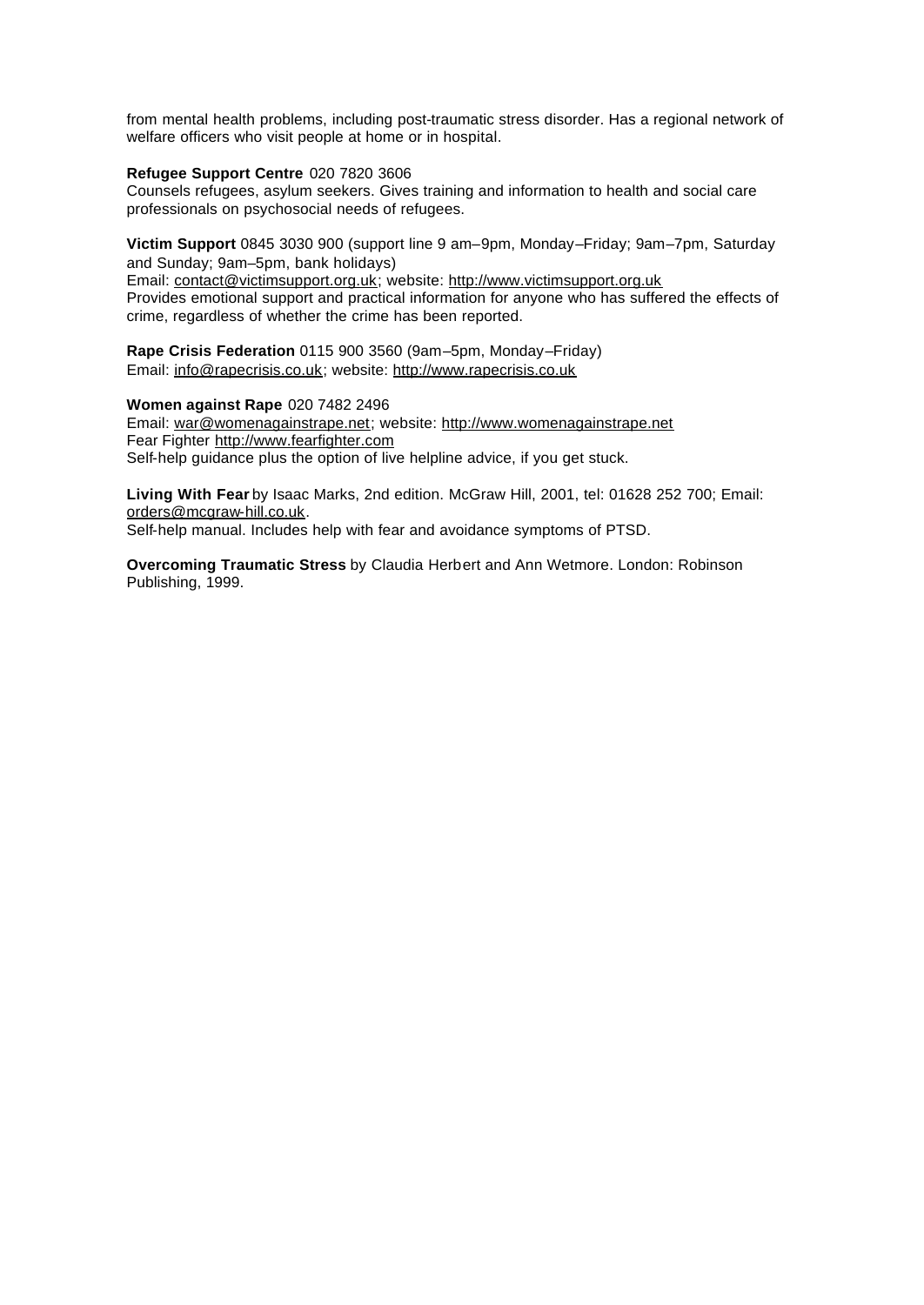from mental health problems, including post-traumatic stress disorder. Has a regional network of welfare officers who visit people at home or in hospital.

**Refugee Support Centre** 020 7820 3606
Counsels refugees, asylum seekers. Gives training and information to health and social care professionals on psychosocial needs of refugees.

**Victim Support** 0845 3030 900 (support line 9 am–9pm, Monday–Friday; 9am–7pm, Saturday and Sunday; 9am–5pm, bank holidays)
Email: contact@victimsupport.org.uk; website: http://www.victimsupport.org.uk
Provides emotional support and practical information for anyone who has suffered the effects of crime, regardless of whether the crime has been reported.

**Rape Crisis Federation** 0115 900 3560 (9am–5pm, Monday–Friday)
Email: info@rapecrisis.co.uk; website: http://www.rapecrisis.co.uk

**Women against Rape** 020 7482 2496
Email: war@womenagainstrape.net; website: http://www.womenagainstrape.net
Fear Fighter http://www.fearfighter.com
Self-help guidance plus the option of live helpline advice, if you get stuck.

**Living With Fear** by Isaac Marks, 2nd edition. McGraw Hill, 2001, tel: 01628 252 700; Email: orders@mcgraw-hill.co.uk.
Self-help manual. Includes help with fear and avoidance symptoms of PTSD.

**Overcoming Traumatic Stress** by Claudia Herbert and Ann Wetmore. London: Robinson Publishing, 1999.